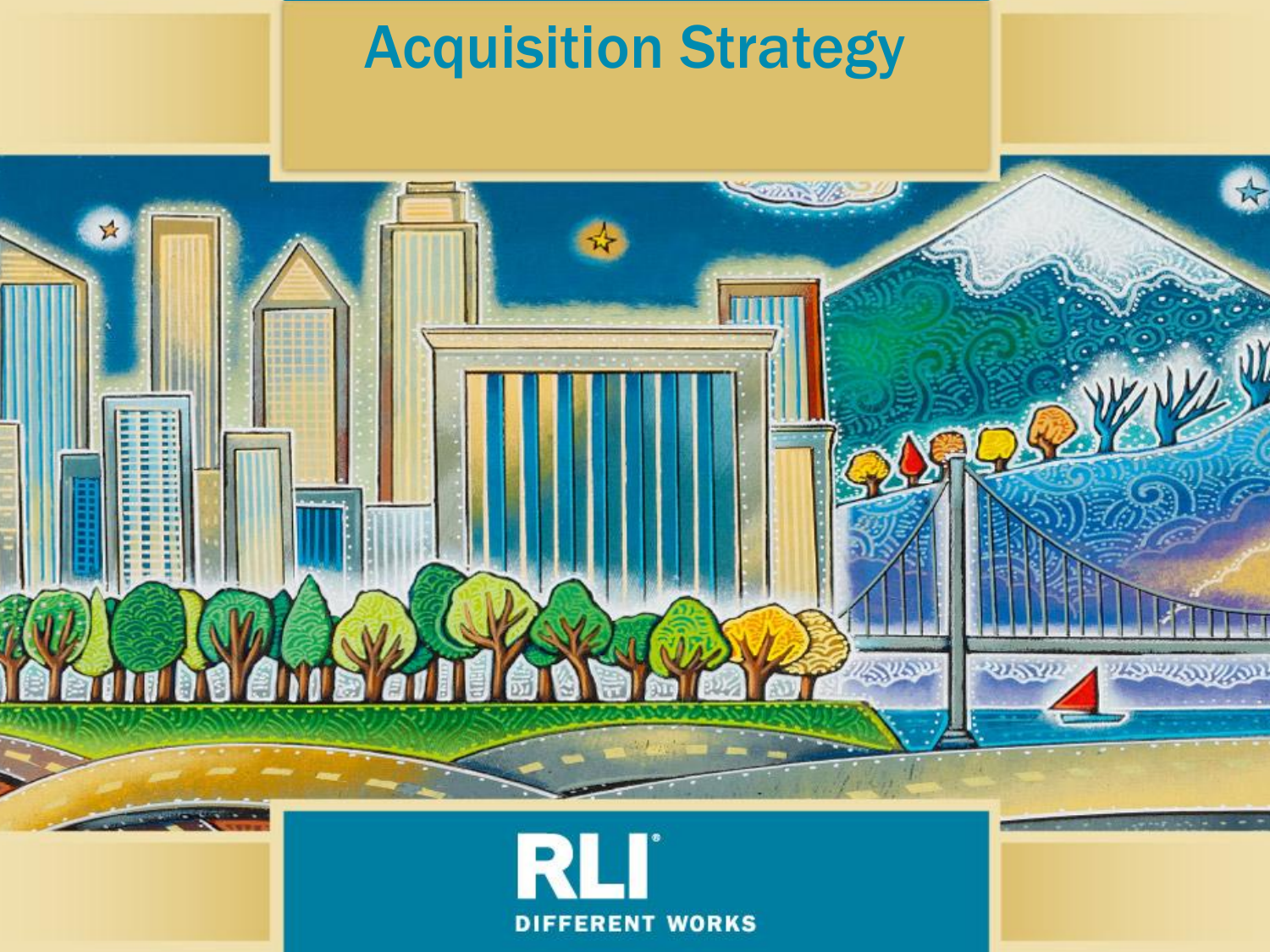# Acquisition Strategy

RLI

DIFFERENT WORKS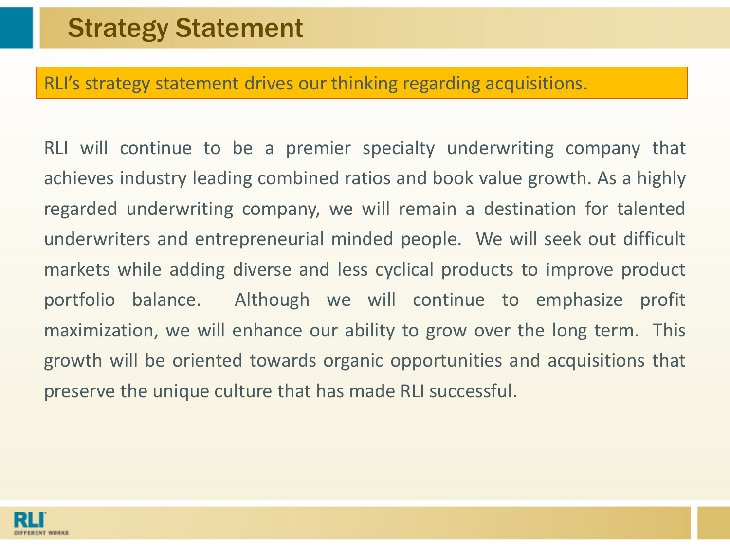# Strategy Statement

RLI's strategy statement drives our thinking regarding acquisitions.

RLI will continue to be a premier specialty underwriting company that achieves industry leading combined ratios and book value growth. As a highly regarded underwriting company, we will remain a destination for talented underwriters and entrepreneurial minded people. We will seek out difficult markets while adding diverse and less cyclical products to improve product portfolio balance. Although we will continue to emphasize profit maximization, we will enhance our ability to grow over the long term. This growth will be oriented towards organic opportunities and acquisitions that preserve the unique culture that has made RLI successful.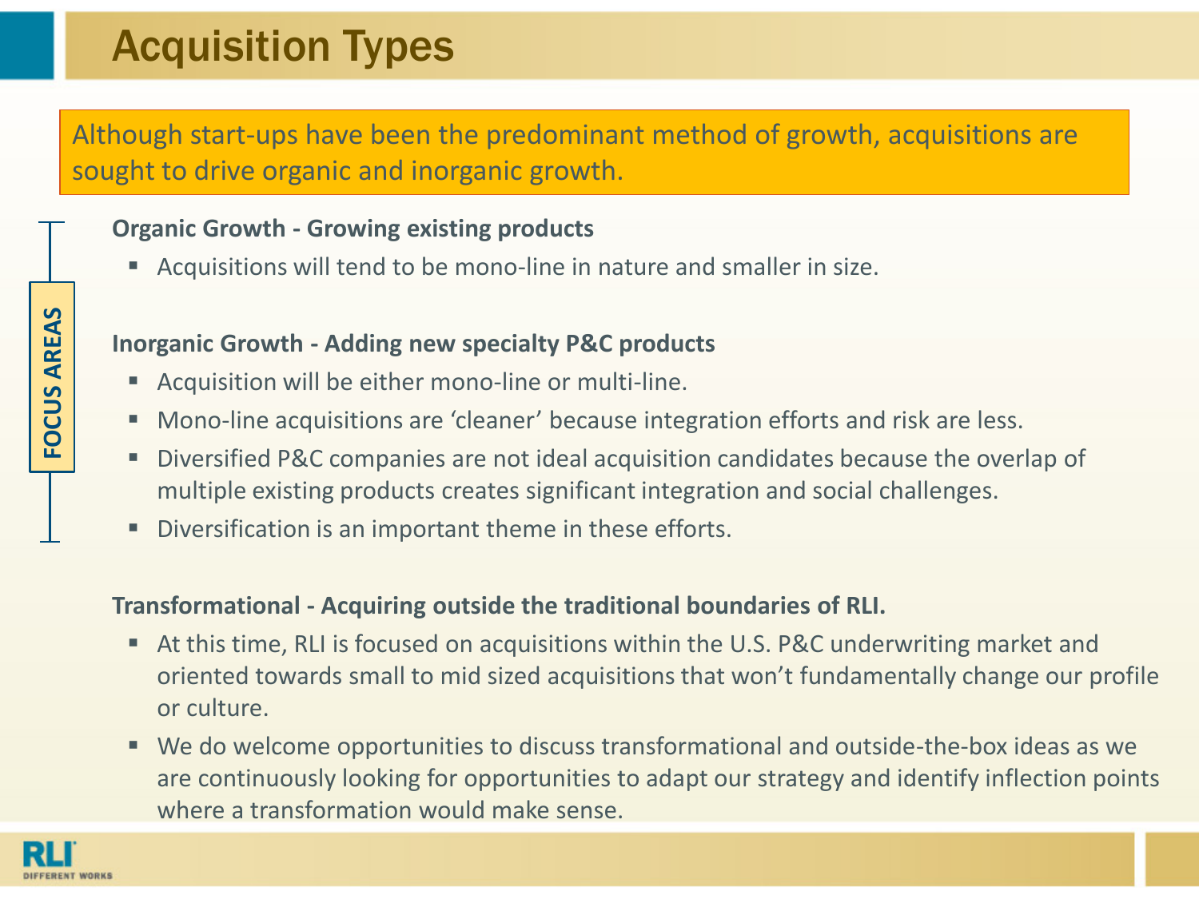# Acquisition Types

Although start-ups have been the predominant method of growth, acquisitions are sought to drive organic and inorganic growth.

FOCUS AREAS

**Organic Growth - Growing existing products**

- Acquisitions will tend to be mono-line in nature and smaller in size.

**Inorganic Growth - Adding new specialty P&C products**

- Acquisition will be either mono-line or multi-line.
- Mono-line acquisitions are 'cleaner' because integration efforts and risk are less.
- Diversified P&C companies are not ideal acquisition candidates because the overlap of multiple existing products creates significant integration and social challenges.
- Diversification is an important theme in these efforts.

**Transformational - Acquiring outside the traditional boundaries of RLI.**

- At this time, RLI is focused on acquisitions within the U.S. P&C underwriting market and oriented towards small to mid sized acquisitions that won't fundamentally change our profile or culture.
- We do welcome opportunities to discuss transformational and outside-the-box ideas as we are continuously looking for opportunities to adapt our strategy and identify inflection points where a transformation would make sense.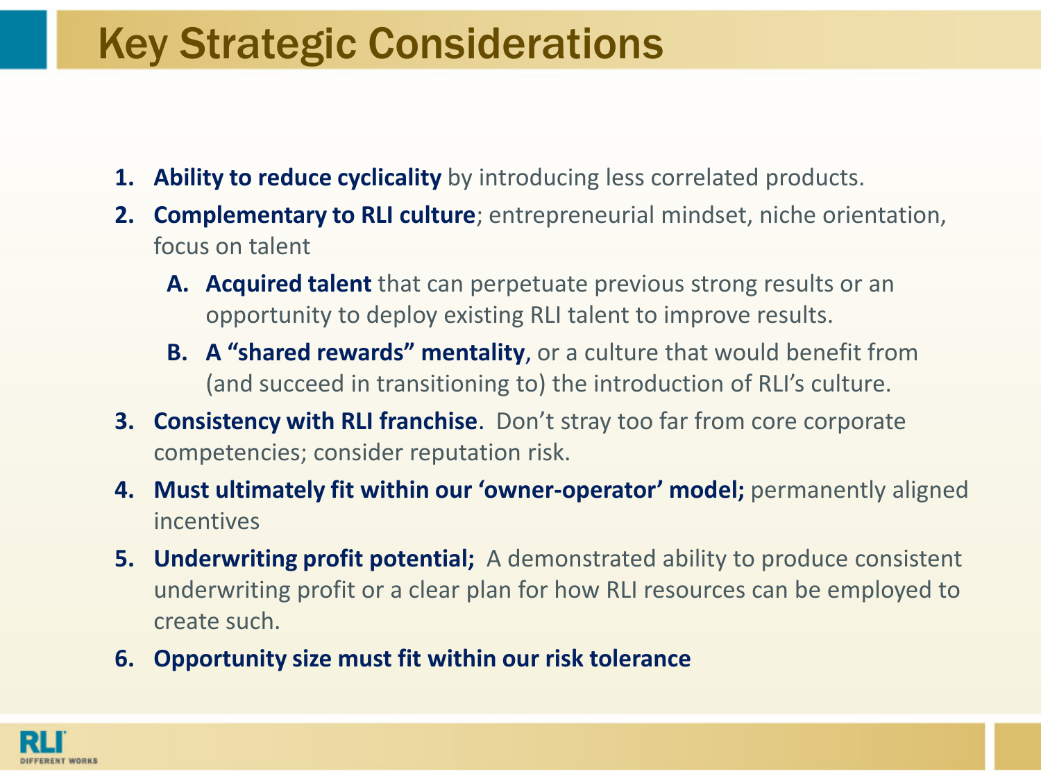# Key Strategic Considerations

1. **Ability to reduce cyclicality** by introducing less correlated products.
2. **Complementary to RLI culture**; entrepreneurial mindset, niche orientation, focus on talent
   - A. **Acquired talent** that can perpetuate previous strong results or an opportunity to deploy existing RLI talent to improve results.
   - B. **A "shared rewards" mentality**, or a culture that would benefit from (and succeed in transitioning to) the introduction of RLI's culture.
3. **Consistency with RLI franchise**. Don't stray too far from core corporate competencies; consider reputation risk.
4. **Must ultimately fit within our 'owner-operator' model;** permanently aligned incentives
5. **Underwriting profit potential;** A demonstrated ability to produce consistent underwriting profit or a clear plan for how RLI resources can be employed to create such.
6. **Opportunity size must fit within our risk tolerance**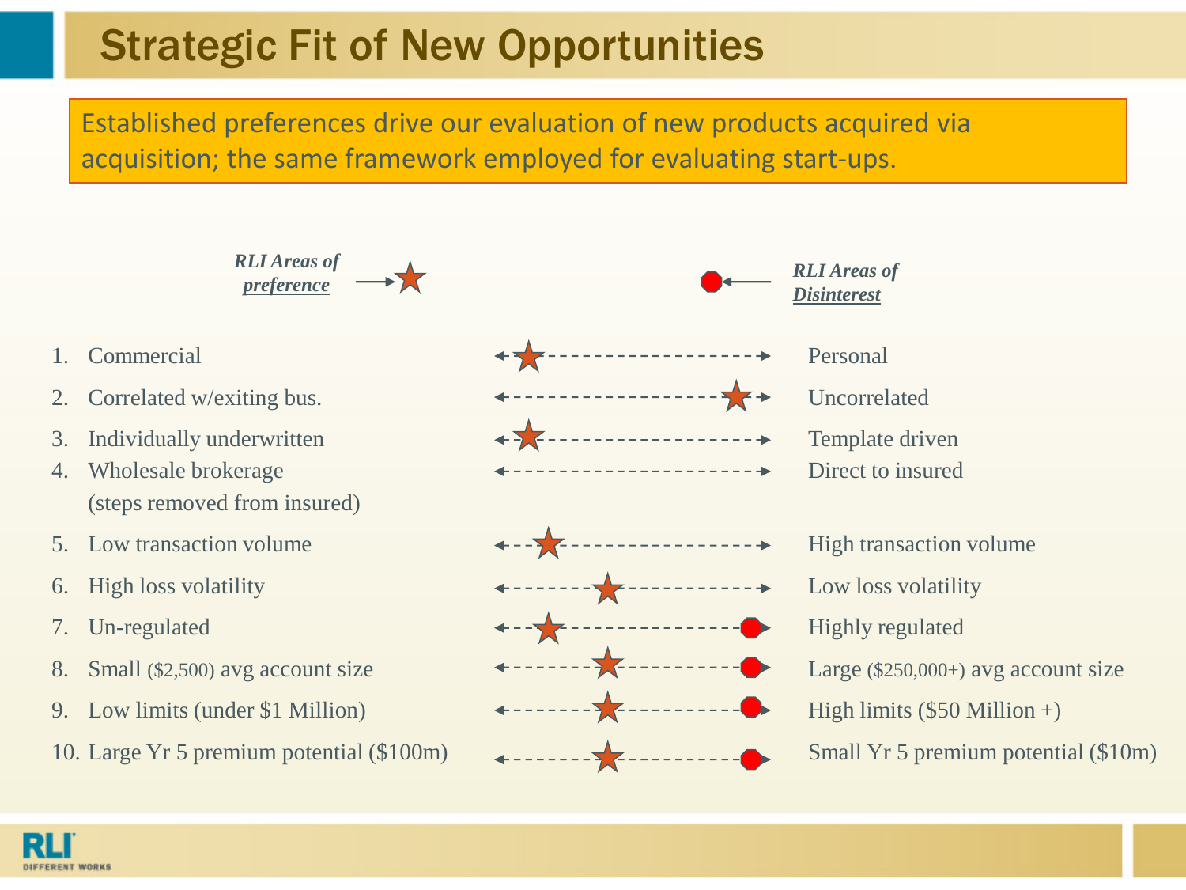# Strategic Fit of New Opportunities

Established preferences drive our evaluation of new products acquired via acquisition; the same framework employed for evaluating start-ups.

*RLI Areas of preference* → ★

● ← *RLI Areas of Disinterest*

1. Commercial ↔ Personal
2. Correlated w/exiting bus. ↔ Uncorrelated
3. Individually underwritten ↔ Template driven
4. Wholesale brokerage (steps removed from insured) ↔ Direct to insured
5. Low transaction volume ↔ High transaction volume
6. High loss volatility ↔ Low loss volatility
7. Un-regulated ↔ Highly regulated
8. Small ($2,500) avg account size ↔ Large ($250,000+) avg account size
9. Low limits (under $1 Million) ↔ High limits ($50 Million +)
10. Large Yr 5 premium potential ($100m) ↔ Small Yr 5 premium potential ($10m)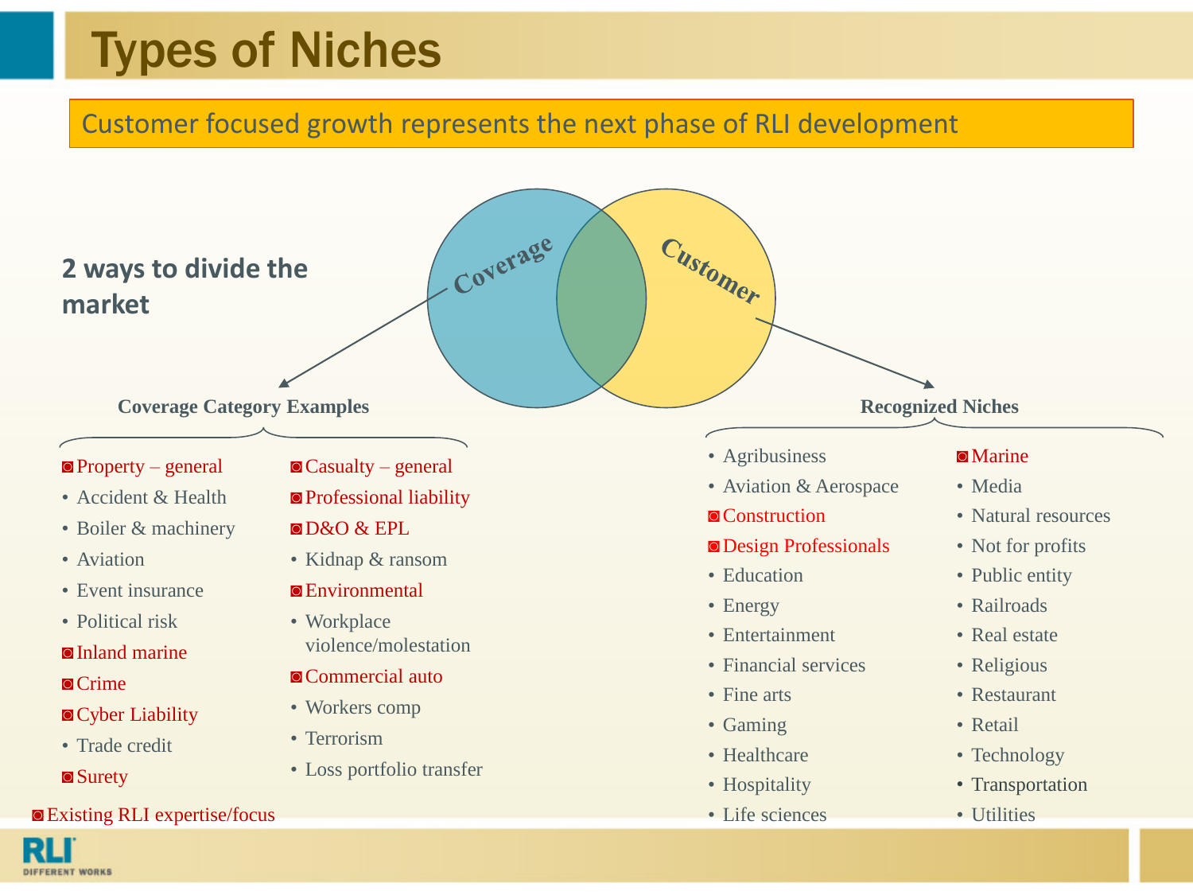# Types of Niches

Customer focused growth represents the next phase of RLI development

**2 ways to divide the market**

Coverage | Customer

### Coverage Category Examples

- ◙ Property – general
- Accident & Health
- Boiler & machinery
- Aviation
- Event insurance
- Political risk
- ◙ Inland marine
- ◙ Crime
- ◙ Cyber Liability
- Trade credit
- ◙ Surety
- ◙ Casualty – general
- ◙ Professional liability
- ◙ D&O & EPL
- Kidnap & ransom
- ◙ Environmental
- Workplace violence/molestation
- ◙ Commercial auto
- Workers comp
- Terrorism
- Loss portfolio transfer

### Recognized Niches

- Agribusiness
- Aviation & Aerospace
- ◙ Construction
- ◙ Design Professionals
- Education
- Energy
- Entertainment
- Financial services
- Fine arts
- Gaming
- Healthcare
- Hospitality
- Life sciences
- ◙ Marine
- Media
- Natural resources
- Not for profits
- Public entity
- Railroads
- Real estate
- Religious
- Restaurant
- Retail
- Technology
- Transportation
- Utilities

◙ Existing RLI expertise/focus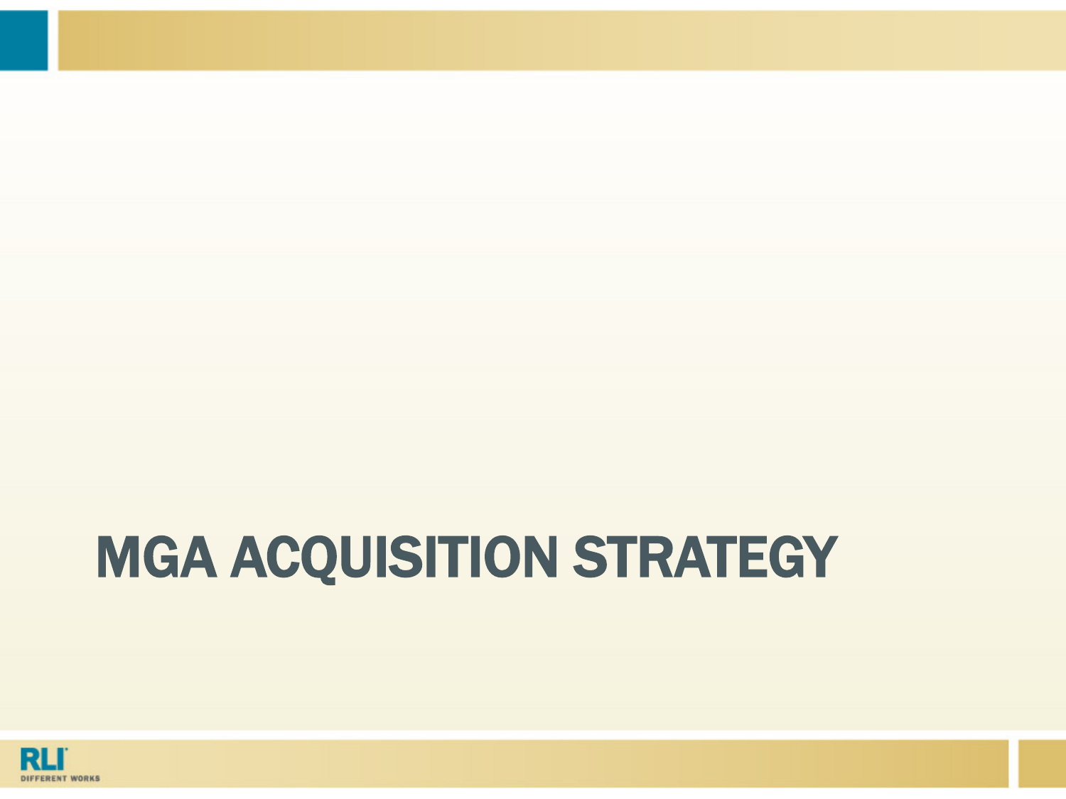# MGA ACQUISITION STRATEGY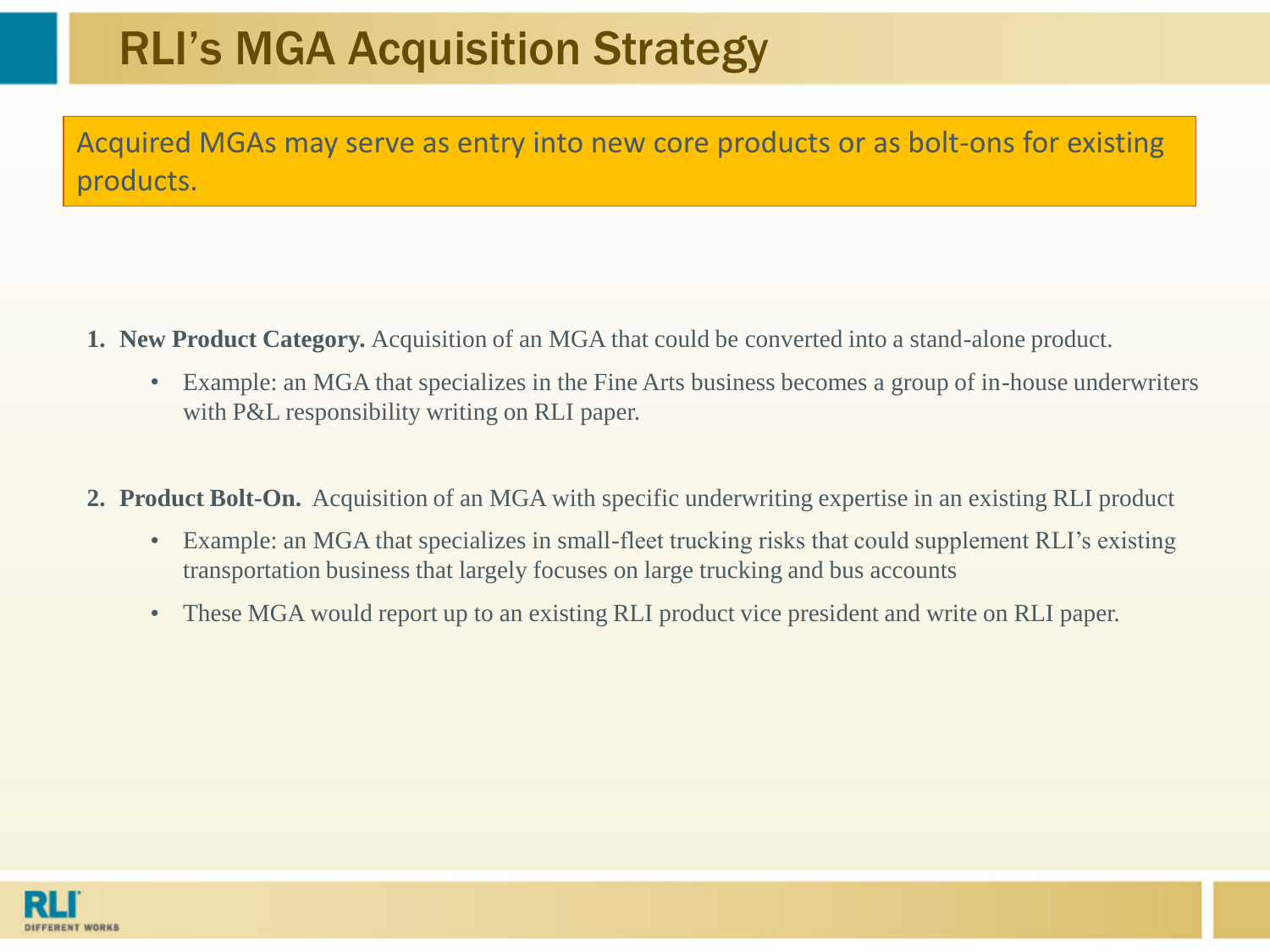# RLI's MGA Acquisition Strategy

Acquired MGAs may serve as entry into new core products or as bolt-ons for existing products.

1. **New Product Category.** Acquisition of an MGA that could be converted into a stand-alone product.
   - Example: an MGA that specializes in the Fine Arts business becomes a group of in-house underwriters with P&L responsibility writing on RLI paper.

2. **Product Bolt-On.** Acquisition of an MGA with specific underwriting expertise in an existing RLI product
   - Example: an MGA that specializes in small-fleet trucking risks that could supplement RLI's existing transportation business that largely focuses on large trucking and bus accounts
   - These MGA would report up to an existing RLI product vice president and write on RLI paper.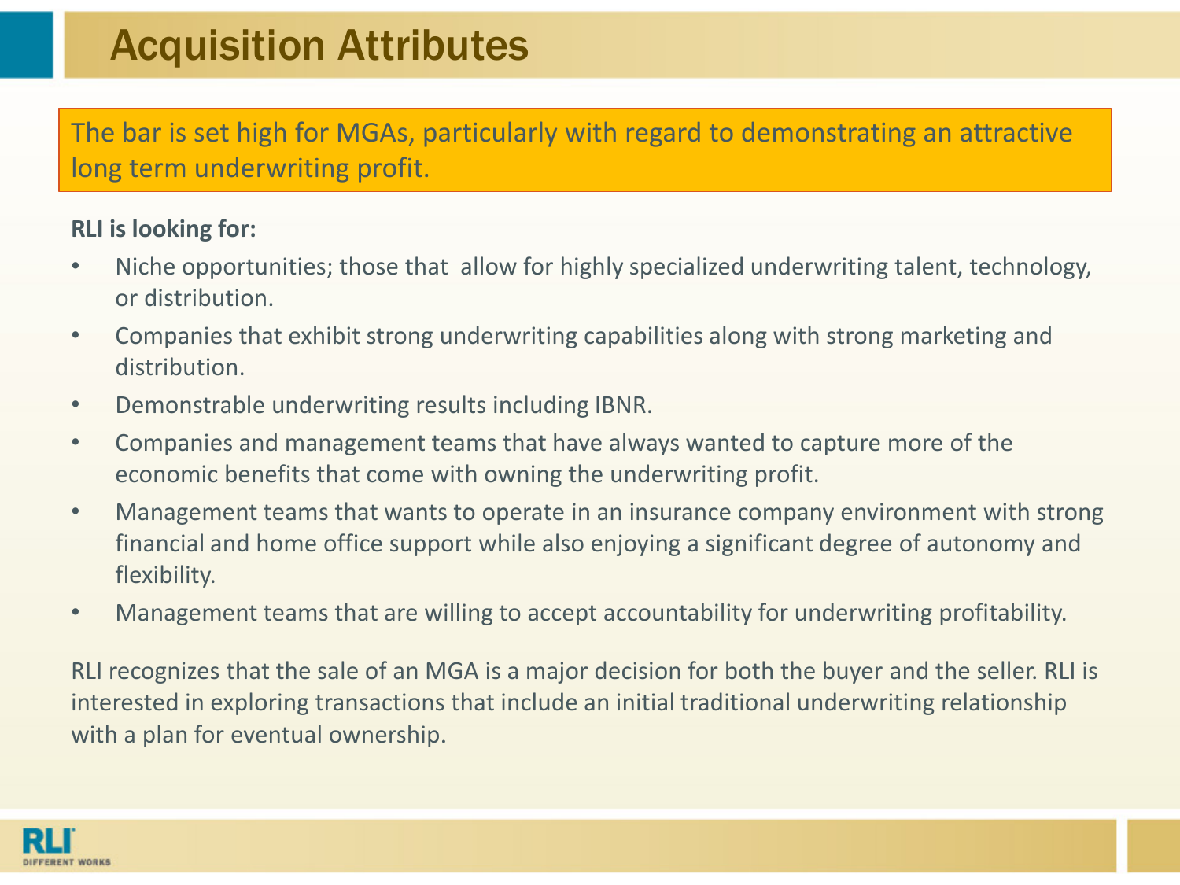# Acquisition Attributes

The bar is set high for MGAs, particularly with regard to demonstrating an attractive long term underwriting profit.

**RLI is looking for:**

- Niche opportunities; those that allow for highly specialized underwriting talent, technology, or distribution.
- Companies that exhibit strong underwriting capabilities along with strong marketing and distribution.
- Demonstrable underwriting results including IBNR.
- Companies and management teams that have always wanted to capture more of the economic benefits that come with owning the underwriting profit.
- Management teams that wants to operate in an insurance company environment with strong financial and home office support while also enjoying a significant degree of autonomy and flexibility.
- Management teams that are willing to accept accountability for underwriting profitability.

RLI recognizes that the sale of an MGA is a major decision for both the buyer and the seller. RLI is interested in exploring transactions that include an initial traditional underwriting relationship with a plan for eventual ownership.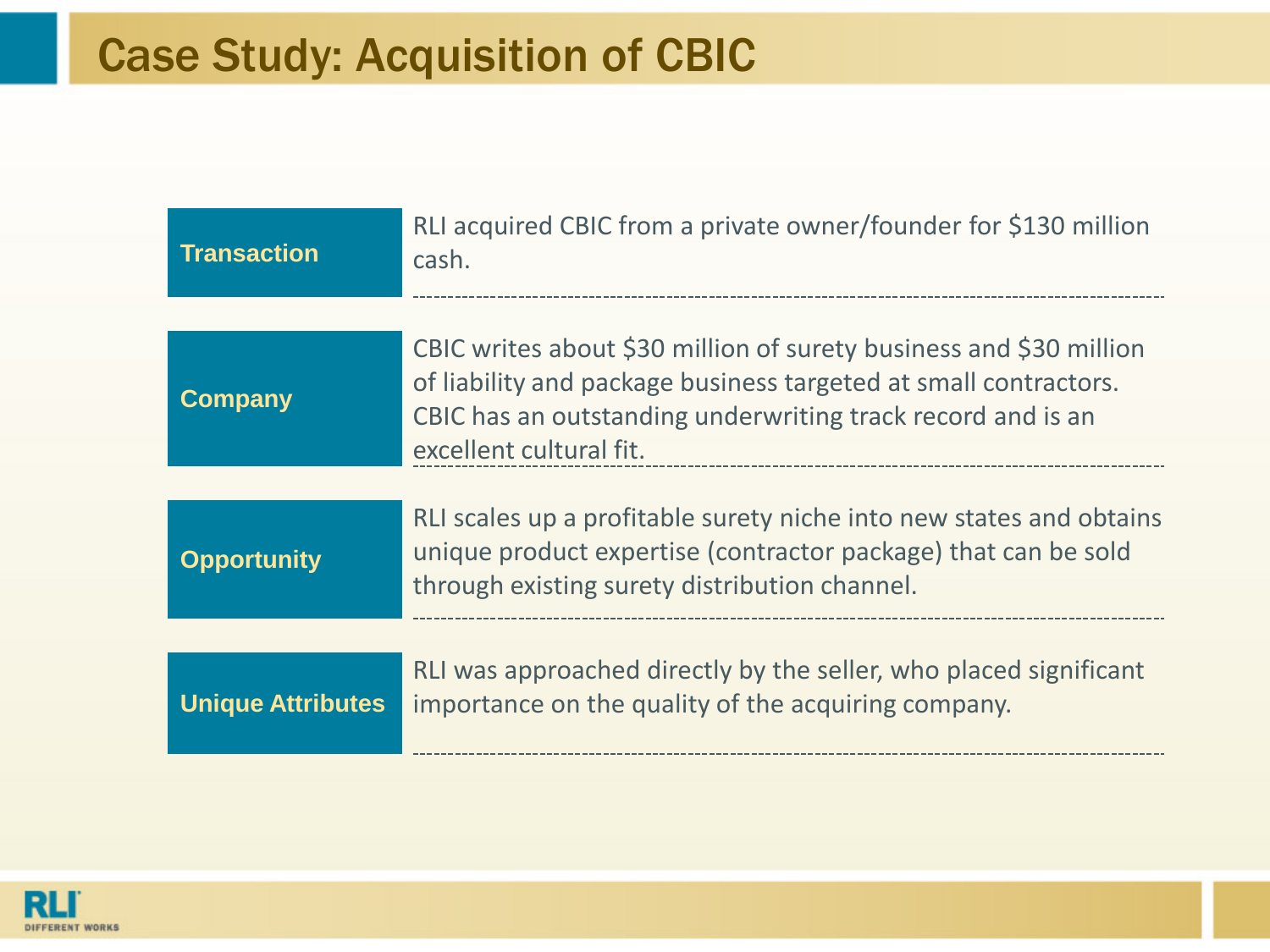# Case Study: Acquisition of CBIC

| | |
|---|---|
| **Transaction** | RLI acquired CBIC from a private owner/founder for $130 million cash. |
| **Company** | CBIC writes about $30 million of surety business and $30 million of liability and package business targeted at small contractors. CBIC has an outstanding underwriting track record and is an excellent cultural fit. |
| **Opportunity** | RLI scales up a profitable surety niche into new states and obtains unique product expertise (contractor package) that can be sold through existing surety distribution channel. |
| **Unique Attributes** | RLI was approached directly by the seller, who placed significant importance on the quality of the acquiring company. |